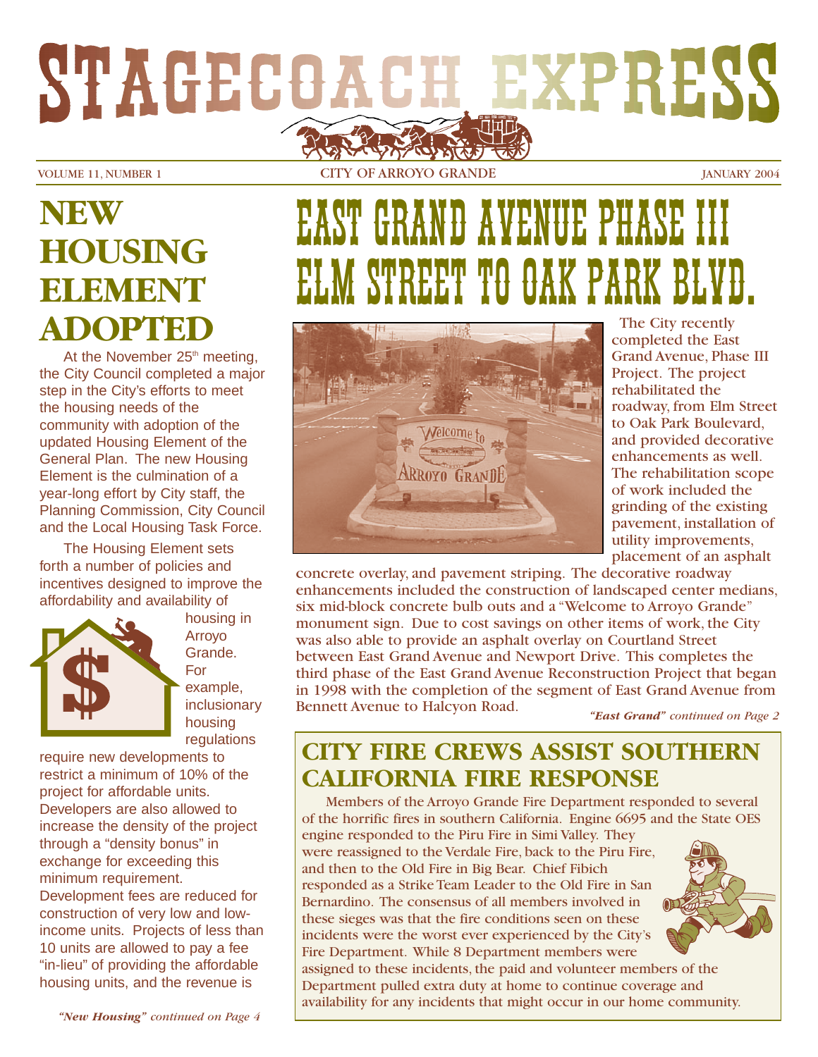# STAGECOACH EXPRESS

VOLUME 11, NUMBER 1 — CITY OF ARROYO GRANDE — JANUARY 2004

## NEW HOUSING ELEMENT ADOPTED

At the November 25th meeting, the City Council completed a major step in the City's efforts to meet the housing needs of the community with adoption of the updated Housing Element of the General Plan. The new Housing Element is the culmination of a year-long effort by City staff, the Planning Commission, City Council and the Local Housing Task Force.

The Housing Element sets forth a number of policies and incentives designed to improve the affordability and availability of housing in Arroyo Grande. For example, inclusionary housing regulations require new developments to restrict a minimum of 10% of the project for affordable units. Developers are also allowed to increase the density of the project through a "density bonus" in exchange for exceeding this minimum requirement. Development fees are reduced for construction of very low and low-income units. Projects of less than 10 units are allowed to pay a fee "in-lieu" of providing the affordable housing units, and the revenue is

*"New Housing" continued on Page 4*

## EAST GRAND AVENUE PHASE III ELM STREET TO OAK PARK BLVD.

The City recently completed the East Grand Avenue, Phase III Project. The project rehabilitated the roadway, from Elm Street to Oak Park Boulevard, and provided decorative enhancements as well. The rehabilitation scope of work included the grinding of the existing pavement, installation of utility improvements, placement of an asphalt concrete overlay, and pavement striping. The decorative roadway enhancements included the construction of landscaped center medians, six mid-block concrete bulb outs and a "Welcome to Arroyo Grande" monument sign. Due to cost savings on other items of work, the City was also able to provide an asphalt overlay on Courtland Street between East Grand Avenue and Newport Drive. This completes the third phase of the East Grand Avenue Reconstruction Project that began in 1998 with the completion of the segment of East Grand Avenue from Bennett Avenue to Halcyon Road.

*"East Grand" continued on Page 2*

## CITY FIRE CREWS ASSIST SOUTHERN CALIFORNIA FIRE RESPONSE

Members of the Arroyo Grande Fire Department responded to several of the horrific fires in southern California. Engine 6695 and the State OES engine responded to the Piru Fire in Simi Valley. They were reassigned to the Verdale Fire, back to the Piru Fire, and then to the Old Fire in Big Bear. Chief Fibich responded as a Strike Team Leader to the Old Fire in San Bernardino. The consensus of all members involved in these sieges was that the fire conditions seen on these incidents were the worst ever experienced by the City's Fire Department. While 8 Department members were assigned to these incidents, the paid and volunteer members of the Department pulled extra duty at home to continue coverage and availability for any incidents that might occur in our home community.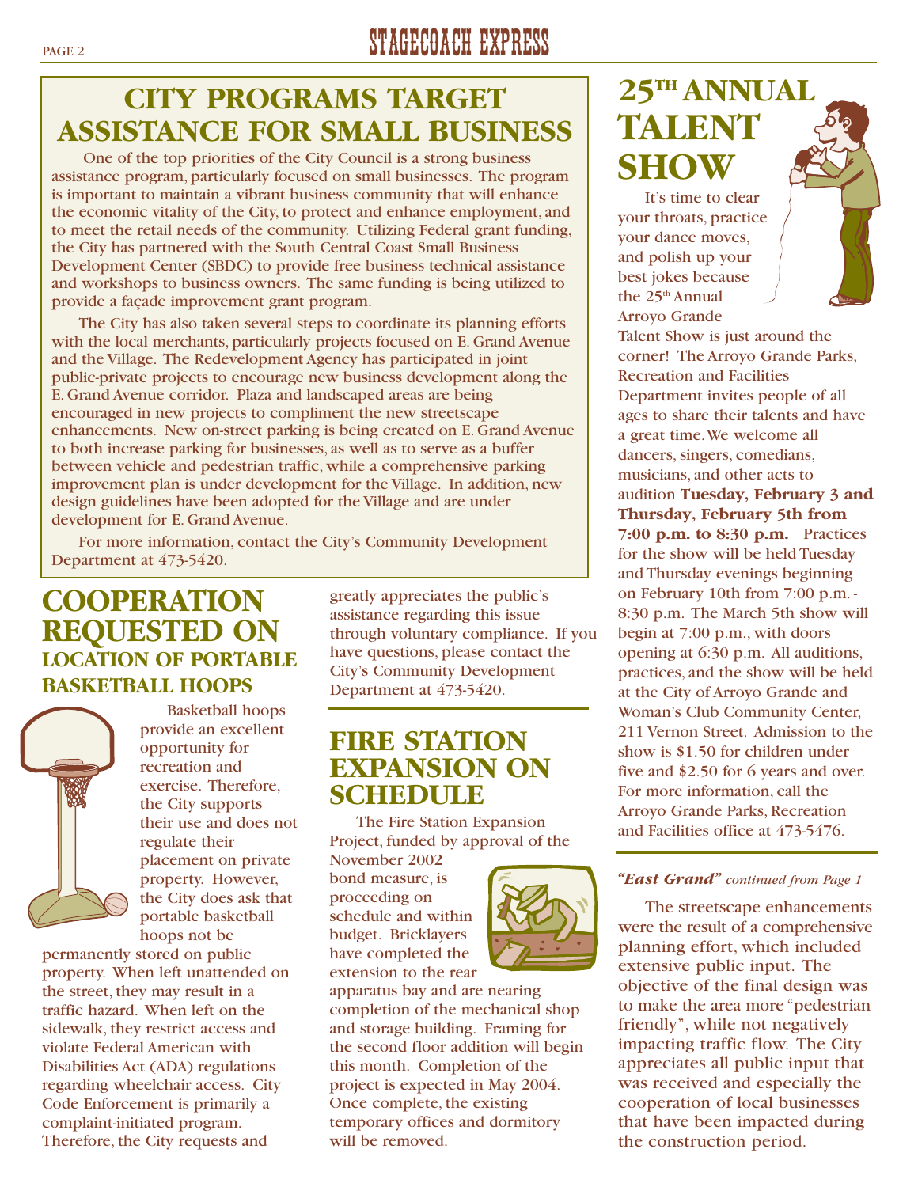## CITY PROGRAMS TARGET ASSISTANCE FOR SMALL BUSINESS

One of the top priorities of the City Council is a strong business assistance program, particularly focused on small businesses. The program is important to maintain a vibrant business community that will enhance the economic vitality of the City, to protect and enhance employment, and to meet the retail needs of the community. Utilizing Federal grant funding, the City has partnered with the South Central Coast Small Business Development Center (SBDC) to provide free business technical assistance and workshops to business owners. The same funding is being utilized to provide a façade improvement grant program.

The City has also taken several steps to coordinate its planning efforts with the local merchants, particularly projects focused on E. Grand Avenue and the Village. The Redevelopment Agency has participated in joint public-private projects to encourage new business development along the E. Grand Avenue corridor. Plaza and landscaped areas are being encouraged in new projects to compliment the new streetscape enhancements. New on-street parking is being created on E. Grand Avenue to both increase parking for businesses, as well as to serve as a buffer between vehicle and pedestrian traffic, while a comprehensive parking improvement plan is under development for the Village. In addition, new design guidelines have been adopted for the Village and are under development for E. Grand Avenue.

For more information, contact the City's Community Development Department at 473-5420.

## COOPERATION REQUESTED ON LOCATION OF PORTABLE BASKETBALL HOOPS

Basketball hoops provide an excellent opportunity for recreation and exercise. Therefore, the City supports their use and does not regulate their placement on private property. However, the City does ask that portable basketball hoops not be permanently stored on public property. When left unattended on the street, they may result in a traffic hazard. When left on the sidewalk, they restrict access and violate Federal American with Disabilities Act (ADA) regulations regarding wheelchair access. City Code Enforcement is primarily a complaint-initiated program. Therefore, the City requests and greatly appreciates the public's assistance regarding this issue through voluntary compliance. If you have questions, please contact the City's Community Development Department at 473-5420.

## FIRE STATION EXPANSION ON SCHEDULE

The Fire Station Expansion Project, funded by approval of the November 2002 bond measure, is proceeding on schedule and within budget. Bricklayers have completed the extension to the rear apparatus bay and are nearing completion of the mechanical shop and storage building. Framing for the second floor addition will begin this month. Completion of the project is expected in May 2004. Once complete, the existing temporary offices and dormitory will be removed.

## 25TH ANNUAL TALENT SHOW

It's time to clear your throats, practice your dance moves, and polish up your best jokes because the 25th Annual Arroyo Grande Talent Show is just around the corner! The Arroyo Grande Parks, Recreation and Facilities Department invites people of all ages to share their talents and have a great time. We welcome all dancers, singers, comedians, musicians, and other acts to audition **Tuesday, February 3 and Thursday, February 5th from 7:00 p.m. to 8:30 p.m.** Practices for the show will be held Tuesday and Thursday evenings beginning on February 10th from 7:00 p.m. - 8:30 p.m. The March 5th show will begin at 7:00 p.m., with doors opening at 6:30 p.m. All auditions, practices, and the show will be held at the City of Arroyo Grande and Woman's Club Community Center, 211 Vernon Street. Admission to the show is $1.50 for children under five and $2.50 for 6 years and over. For more information, call the Arroyo Grande Parks, Recreation and Facilities office at 473-5476.

***"East Grand"*** *continued from Page 1*

The streetscape enhancements were the result of a comprehensive planning effort, which included extensive public input. The objective of the final design was to make the area more "pedestrian friendly", while not negatively impacting traffic flow. The City appreciates all public input that was received and especially the cooperation of local businesses that have been impacted during the construction period.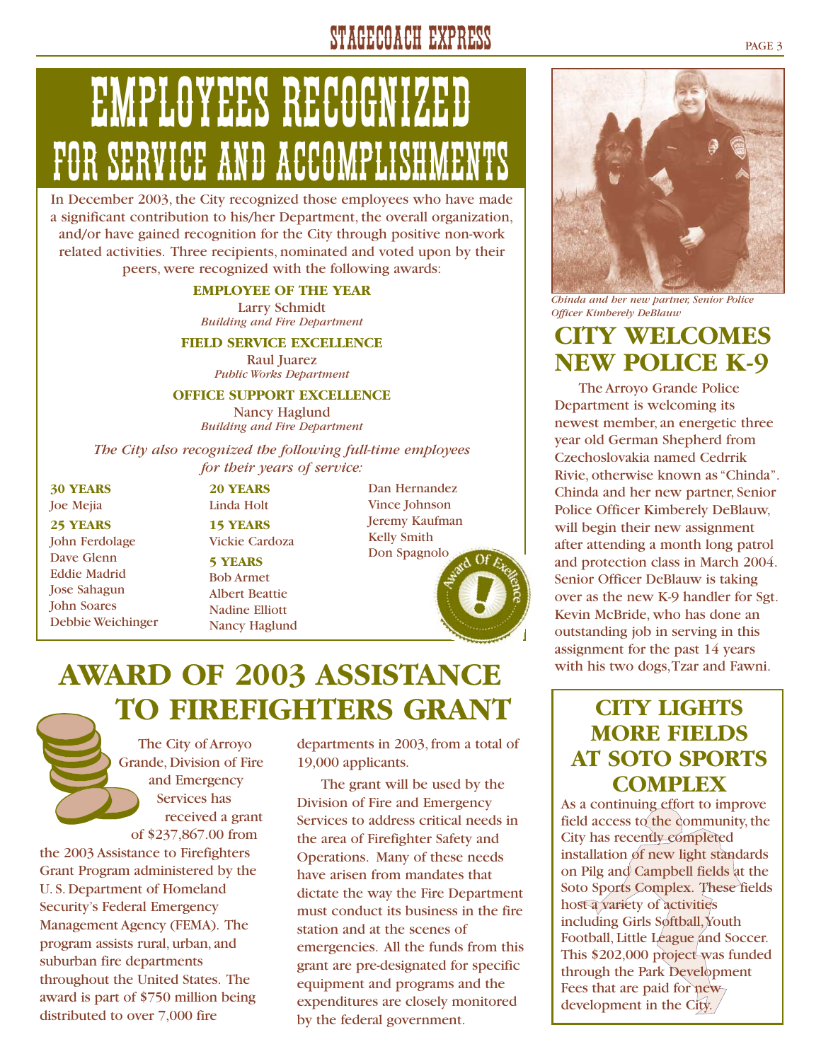# EMPLOYEES RECOGNIZED FOR SERVICE AND ACCOMPLISHMENTS

In December 2003, the City recognized those employees who have made a significant contribution to his/her Department, the overall organization, and/or have gained recognition for the City through positive non-work related activities. Three recipients, nominated and voted upon by their peers, were recognized with the following awards:

**EMPLOYEE OF THE YEAR**
Larry Schmidt
*Building and Fire Department*

**FIELD SERVICE EXCELLENCE**
Raul Juarez
*Public Works Department*

**OFFICE SUPPORT EXCELLENCE**
Nancy Haglund
*Building and Fire Department*

*The City also recognized the following full-time employees for their years of service:*

**30 YEARS**
Joe Mejia

**25 YEARS**
John Ferdolage
Dave Glenn
Eddie Madrid
Jose Sahagun
John Soares
Debbie Weichinger

**20 YEARS**
Linda Holt

**15 YEARS**
Vickie Cardoza

**5 YEARS**
Bob Armet
Albert Beattie
Nadine Elliott
Nancy Haglund
Dan Hernandez
Vince Johnson
Jeremy Kaufman
Kelly Smith
Don Spagnolo

## AWARD OF 2003 ASSISTANCE TO FIREFIGHTERS GRANT

The City of Arroyo Grande, Division of Fire and Emergency Services has received a grant of $237,867.00 from the 2003 Assistance to Firefighters Grant Program administered by the U. S. Department of Homeland Security's Federal Emergency Management Agency (FEMA). The program assists rural, urban, and suburban fire departments throughout the United States. The award is part of $750 million being distributed to over 7,000 fire departments in 2003, from a total of 19,000 applicants.

The grant will be used by the Division of Fire and Emergency Services to address critical needs in the area of Firefighter Safety and Operations. Many of these needs have arisen from mandates that dictate the way the Fire Department must conduct its business in the fire station and at the scenes of emergencies. All the funds from this grant are pre-designated for specific equipment and programs and the expenditures are closely monitored by the federal government.

*Chinda and her new partner, Senior Police Officer Kimberely DeBlauw*

## CITY WELCOMES NEW POLICE K-9

The Arroyo Grande Police Department is welcoming its newest member, an energetic three year old German Shepherd from Czechoslovakia named Cedrrik Rivie, otherwise known as "Chinda". Chinda and her new partner, Senior Police Officer Kimberely DeBlauw, will begin their new assignment after attending a month long patrol and protection class in March 2004. Senior Officer DeBlauw is taking over as the new K-9 handler for Sgt. Kevin McBride, who has done an outstanding job in serving in this assignment for the past 14 years with his two dogs, Tzar and Fawni.

## CITY LIGHTS MORE FIELDS AT SOTO SPORTS COMPLEX

As a continuing effort to improve field access to the community, the City has recently completed installation of new light standards on Pilg and Campbell fields at the Soto Sports Complex. These fields host a variety of activities including Girls Softball, Youth Football, Little League and Soccer. This $202,000 project was funded through the Park Development Fees that are paid for new development in the City.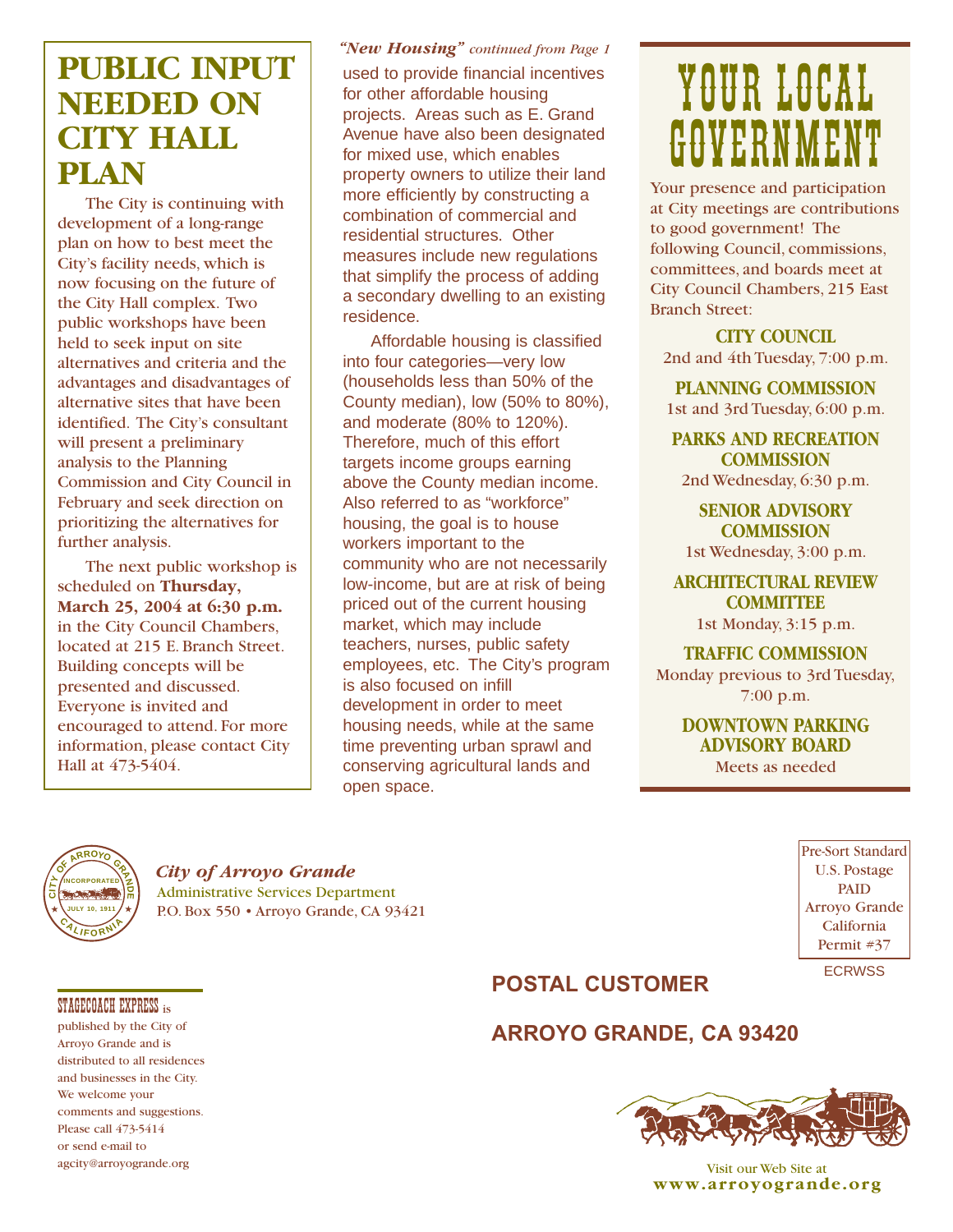# PUBLIC INPUT NEEDED ON CITY HALL PLAN

The City is continuing with development of a long-range plan on how to best meet the City's facility needs, which is now focusing on the future of the City Hall complex. Two public workshops have been held to seek input on site alternatives and criteria and the advantages and disadvantages of alternative sites that have been identified. The City's consultant will present a preliminary analysis to the Planning Commission and City Council in February and seek direction on prioritizing the alternatives for further analysis.

The next public workshop is scheduled on **Thursday, March 25, 2004 at 6:30 p.m.** in the City Council Chambers, located at 215 E. Branch Street. Building concepts will be presented and discussed. Everyone is invited and encouraged to attend. For more information, please contact City Hall at 473-5404.

*"New Housing" continued from Page 1*

used to provide financial incentives for other affordable housing projects. Areas such as E. Grand Avenue have also been designated for mixed use, which enables property owners to utilize their land more efficiently by constructing a combination of commercial and residential structures. Other measures include new regulations that simplify the process of adding a secondary dwelling to an existing residence.

Affordable housing is classified into four categories—very low (households less than 50% of the County median), low (50% to 80%), and moderate (80% to 120%). Therefore, much of this effort targets income groups earning above the County median income. Also referred to as "workforce" housing, the goal is to house workers important to the community who are not necessarily low-income, but are at risk of being priced out of the current housing market, which may include teachers, nurses, public safety employees, etc. The City's program is also focused on infill development in order to meet housing needs, while at the same time preventing urban sprawl and conserving agricultural lands and open space.

# YOUR LOCAL GOVERNMENT

Your presence and participation at City meetings are contributions to good government! The following Council, commissions, committees, and boards meet at City Council Chambers, 215 East Branch Street:

**CITY COUNCIL**
2nd and 4th Tuesday, 7:00 p.m.

**PLANNING COMMISSION**
1st and 3rd Tuesday, 6:00 p.m.

**PARKS AND RECREATION COMMISSION**
2nd Wednesday, 6:30 p.m.

**SENIOR ADVISORY COMMISSION**
1st Wednesday, 3:00 p.m.

**ARCHITECTURAL REVIEW COMMITTEE**
1st Monday, 3:15 p.m.

**TRAFFIC COMMISSION**
Monday previous to 3rd Tuesday, 7:00 p.m.

**DOWNTOWN PARKING ADVISORY BOARD**
Meets as needed

*City of Arroyo Grande*
Administrative Services Department
P.O. Box 550 • Arroyo Grande, CA 93421

Pre-Sort Standard
U.S. Postage
PAID
Arroyo Grande
California
Permit #37

ECRWSS

**POSTAL CUSTOMER**

**ARROYO GRANDE, CA 93420**

STAGECOACH EXPRESS is published by the City of Arroyo Grande and is distributed to all residences and businesses in the City. We welcome your comments and suggestions. Please call 473-5414 or send e-mail to agcity@arroyogrande.org

Visit our Web Site at
**www.arroyogrande.org**